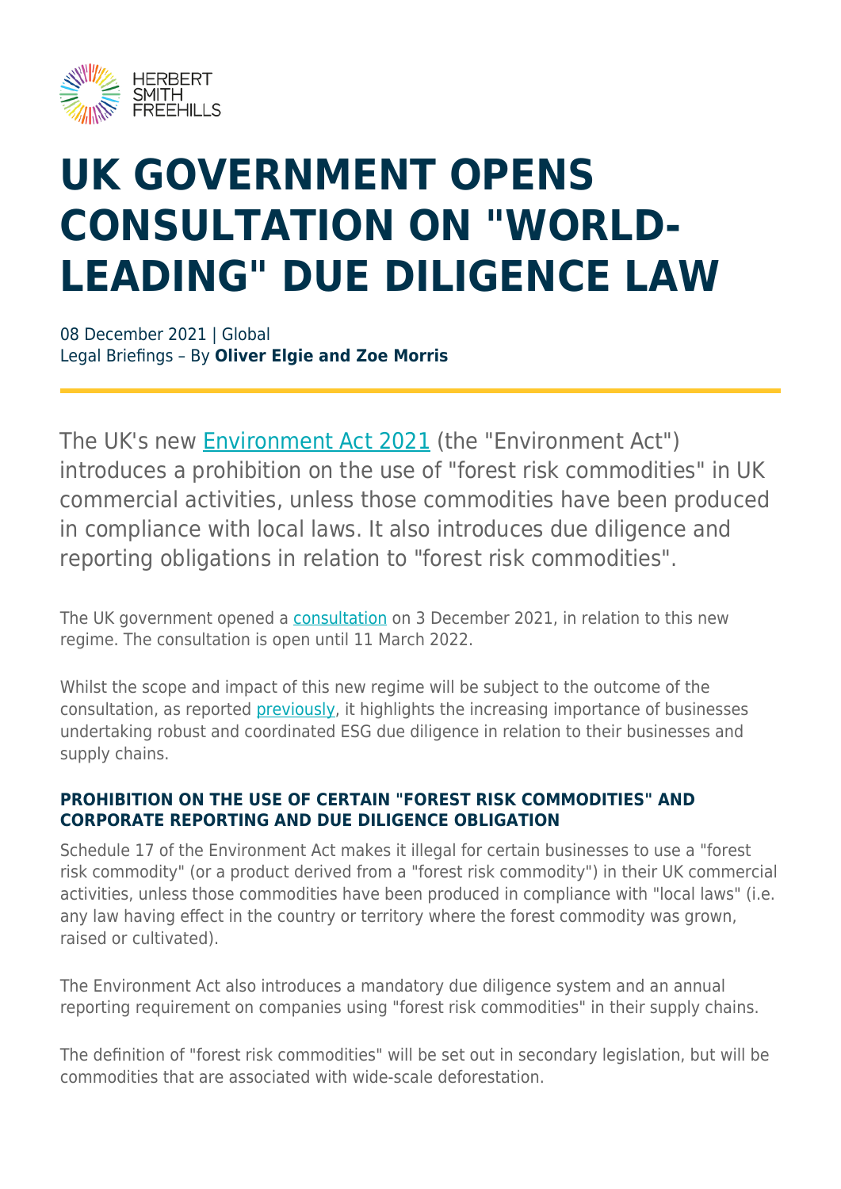HERBERT SMITH FREEHILLS

# UK GOVERNMENT OPENS CONSULTATION ON "WORLD-LEADING" DUE DILIGENCE LAW

08 December 2021 | Global
Legal Briefings – By **Oliver Elgie and Zoe Morris**

The UK's new Environment Act 2021 (the "Environment Act") introduces a prohibition on the use of "forest risk commodities" in UK commercial activities, unless those commodities have been produced in compliance with local laws. It also introduces due diligence and reporting obligations in relation to "forest risk commodities".

The UK government opened a consultation on 3 December 2021, in relation to this new regime. The consultation is open until 11 March 2022.

Whilst the scope and impact of this new regime will be subject to the outcome of the consultation, as reported previously, it highlights the increasing importance of businesses undertaking robust and coordinated ESG due diligence in relation to their businesses and supply chains.

### PROHIBITION ON THE USE OF CERTAIN "FOREST RISK COMMODITIES" AND CORPORATE REPORTING AND DUE DILIGENCE OBLIGATION

Schedule 17 of the Environment Act makes it illegal for certain businesses to use a "forest risk commodity" (or a product derived from a "forest risk commodity") in their UK commercial activities, unless those commodities have been produced in compliance with "local laws" (i.e. any law having effect in the country or territory where the forest commodity was grown, raised or cultivated).

The Environment Act also introduces a mandatory due diligence system and an annual reporting requirement on companies using "forest risk commodities" in their supply chains.

The definition of "forest risk commodities" will be set out in secondary legislation, but will be commodities that are associated with wide-scale deforestation.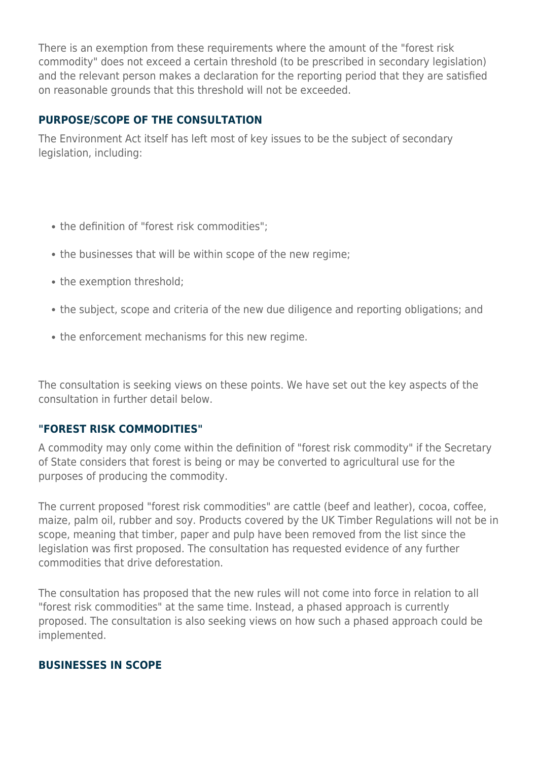There is an exemption from these requirements where the amount of the "forest risk commodity" does not exceed a certain threshold (to be prescribed in secondary legislation) and the relevant person makes a declaration for the reporting period that they are satisfied on reasonable grounds that this threshold will not be exceeded.

## PURPOSE/SCOPE OF THE CONSULTATION

The Environment Act itself has left most of key issues to be the subject of secondary legislation, including:

- the definition of "forest risk commodities";
- the businesses that will be within scope of the new regime;
- the exemption threshold;
- the subject, scope and criteria of the new due diligence and reporting obligations; and
- the enforcement mechanisms for this new regime.

The consultation is seeking views on these points. We have set out the key aspects of the consultation in further detail below.

## "FOREST RISK COMMODITIES"

A commodity may only come within the definition of "forest risk commodity" if the Secretary of State considers that forest is being or may be converted to agricultural use for the purposes of producing the commodity.

The current proposed "forest risk commodities" are cattle (beef and leather), cocoa, coffee, maize, palm oil, rubber and soy. Products covered by the UK Timber Regulations will not be in scope, meaning that timber, paper and pulp have been removed from the list since the legislation was first proposed. The consultation has requested evidence of any further commodities that drive deforestation.

The consultation has proposed that the new rules will not come into force in relation to all "forest risk commodities" at the same time. Instead, a phased approach is currently proposed. The consultation is also seeking views on how such a phased approach could be implemented.

## BUSINESSES IN SCOPE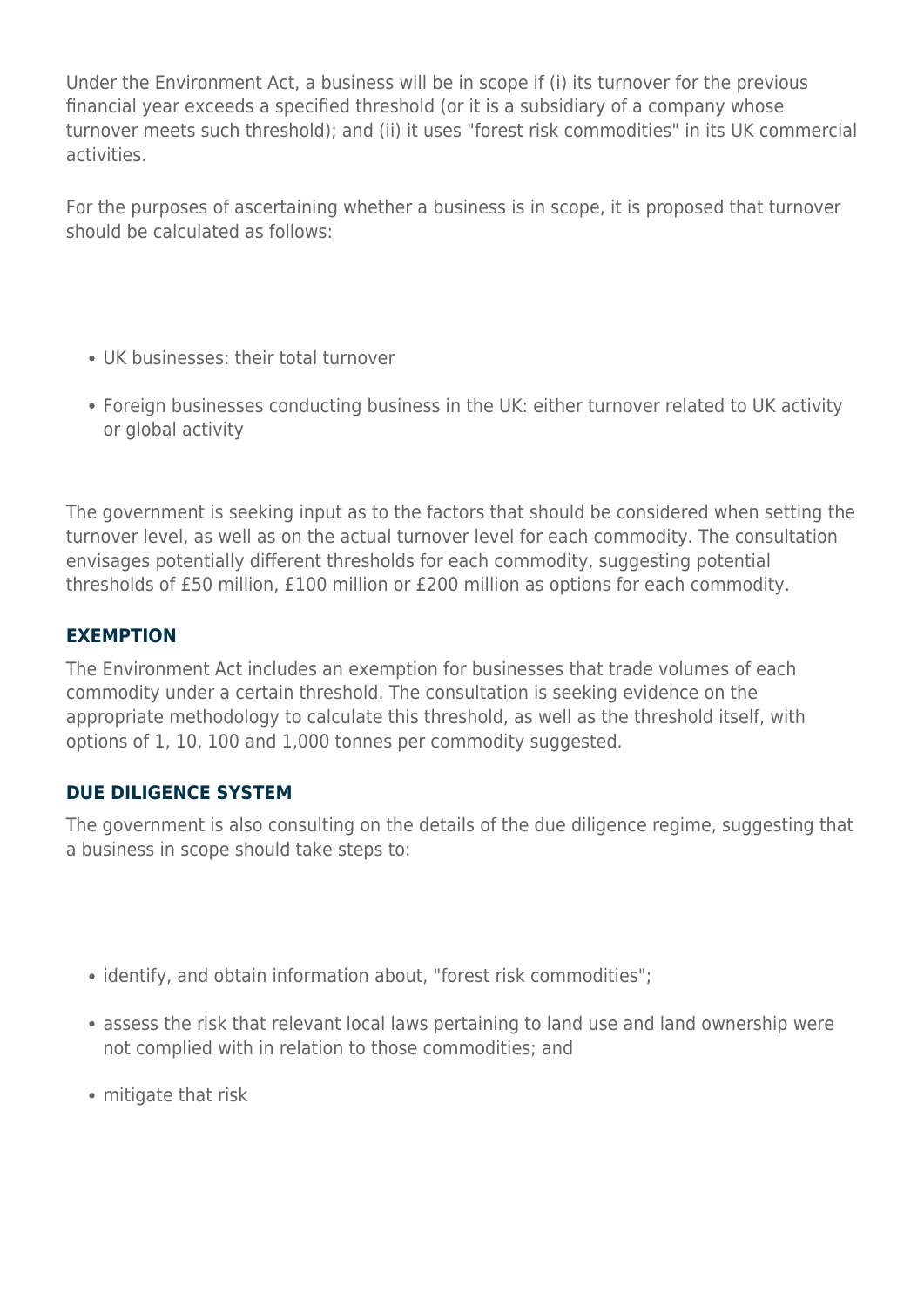Under the Environment Act, a business will be in scope if (i) its turnover for the previous financial year exceeds a specified threshold (or it is a subsidiary of a company whose turnover meets such threshold); and (ii) it uses "forest risk commodities" in its UK commercial activities.

For the purposes of ascertaining whether a business is in scope, it is proposed that turnover should be calculated as follows:

- UK businesses: their total turnover
- Foreign businesses conducting business in the UK: either turnover related to UK activity or global activity

The government is seeking input as to the factors that should be considered when setting the turnover level, as well as on the actual turnover level for each commodity. The consultation envisages potentially different thresholds for each commodity, suggesting potential thresholds of £50 million, £100 million or £200 million as options for each commodity.

## EXEMPTION

The Environment Act includes an exemption for businesses that trade volumes of each commodity under a certain threshold. The consultation is seeking evidence on the appropriate methodology to calculate this threshold, as well as the threshold itself, with options of 1, 10, 100 and 1,000 tonnes per commodity suggested.

## DUE DILIGENCE SYSTEM

The government is also consulting on the details of the due diligence regime, suggesting that a business in scope should take steps to:

- identify, and obtain information about, "forest risk commodities";
- assess the risk that relevant local laws pertaining to land use and land ownership were not complied with in relation to those commodities; and
- mitigate that risk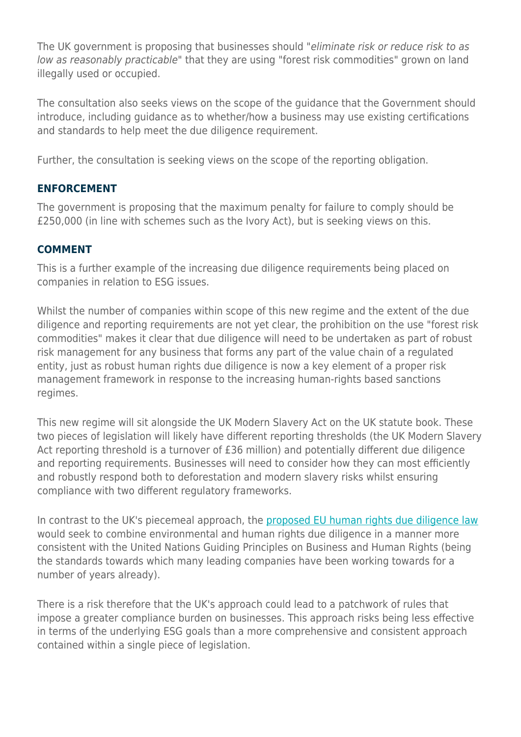The UK government is proposing that businesses should "*eliminate risk or reduce risk to as low as reasonably practicable*" that they are using "forest risk commodities" grown on land illegally used or occupied.

The consultation also seeks views on the scope of the guidance that the Government should introduce, including guidance as to whether/how a business may use existing certifications and standards to help meet the due diligence requirement.

Further, the consultation is seeking views on the scope of the reporting obligation.

## ENFORCEMENT

The government is proposing that the maximum penalty for failure to comply should be £250,000 (in line with schemes such as the Ivory Act), but is seeking views on this.

## COMMENT

This is a further example of the increasing due diligence requirements being placed on companies in relation to ESG issues.

Whilst the number of companies within scope of this new regime and the extent of the due diligence and reporting requirements are not yet clear, the prohibition on the use "forest risk commodities" makes it clear that due diligence will need to be undertaken as part of robust risk management for any business that forms any part of the value chain of a regulated entity, just as robust human rights due diligence is now a key element of a proper risk management framework in response to the increasing human-rights based sanctions regimes.

This new regime will sit alongside the UK Modern Slavery Act on the UK statute book. These two pieces of legislation will likely have different reporting thresholds (the UK Modern Slavery Act reporting threshold is a turnover of £36 million) and potentially different due diligence and reporting requirements. Businesses will need to consider how they can most efficiently and robustly respond both to deforestation and modern slavery risks whilst ensuring compliance with two different regulatory frameworks.

In contrast to the UK's piecemeal approach, the proposed EU human rights due diligence law would seek to combine environmental and human rights due diligence in a manner more consistent with the United Nations Guiding Principles on Business and Human Rights (being the standards towards which many leading companies have been working towards for a number of years already).

There is a risk therefore that the UK's approach could lead to a patchwork of rules that impose a greater compliance burden on businesses. This approach risks being less effective in terms of the underlying ESG goals than a more comprehensive and consistent approach contained within a single piece of legislation.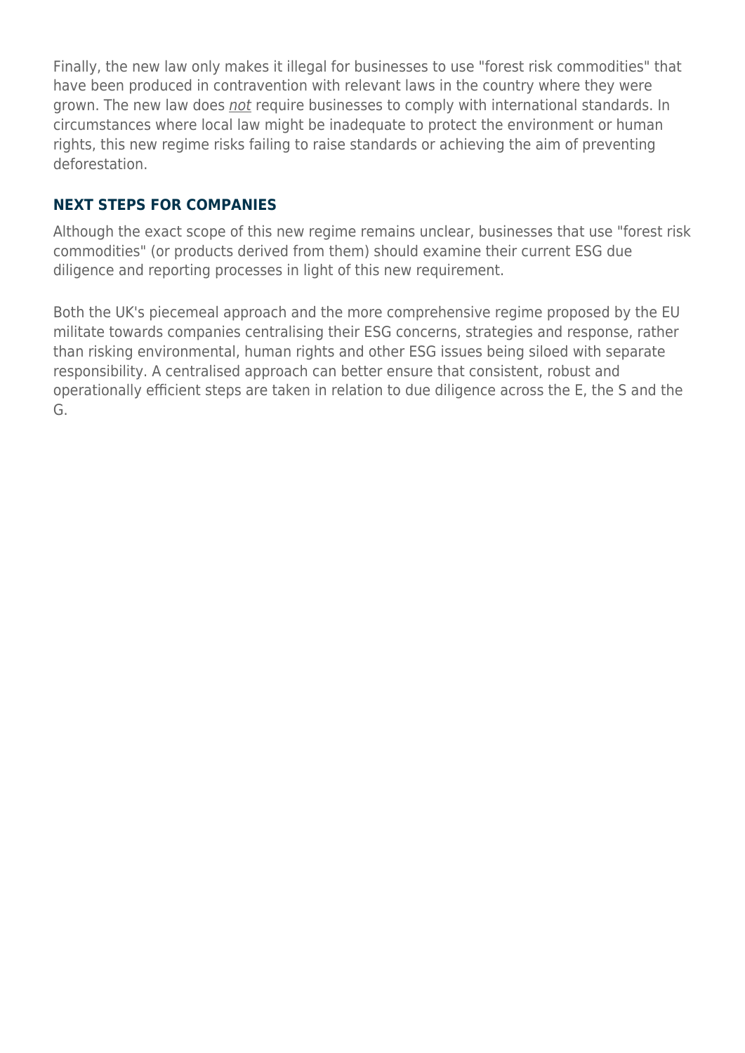Finally, the new law only makes it illegal for businesses to use "forest risk commodities" that have been produced in contravention with relevant laws in the country where they were grown. The new law does *not* require businesses to comply with international standards. In circumstances where local law might be inadequate to protect the environment or human rights, this new regime risks failing to raise standards or achieving the aim of preventing deforestation.

## NEXT STEPS FOR COMPANIES

Although the exact scope of this new regime remains unclear, businesses that use "forest risk commodities" (or products derived from them) should examine their current ESG due diligence and reporting processes in light of this new requirement.

Both the UK's piecemeal approach and the more comprehensive regime proposed by the EU militate towards companies centralising their ESG concerns, strategies and response, rather than risking environmental, human rights and other ESG issues being siloed with separate responsibility. A centralised approach can better ensure that consistent, robust and operationally efficient steps are taken in relation to due diligence across the E, the S and the G.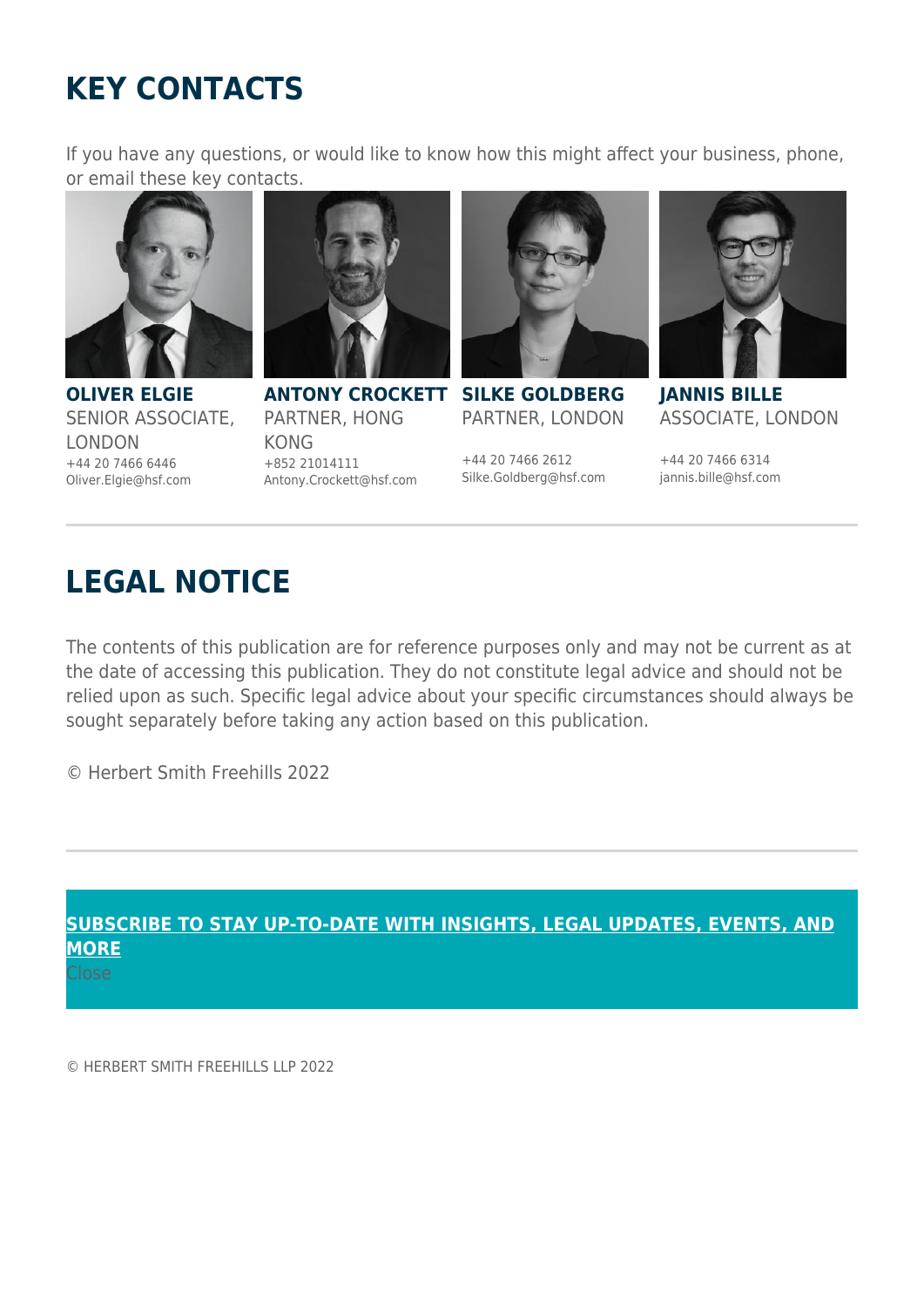## KEY CONTACTS

If you have any questions, or would like to know how this might affect your business, phone, or email these key contacts.

**OLIVER ELGIE**
SENIOR ASSOCIATE, LONDON
+44 20 7466 6446
Oliver.Elgie@hsf.com

**ANTONY CROCKETT**
PARTNER, HONG KONG
+852 21014111
Antony.Crockett@hsf.com

**SILKE GOLDBERG**
PARTNER, LONDON
+44 20 7466 2612
Silke.Goldberg@hsf.com

**JANNIS BILLE**
ASSOCIATE, LONDON
+44 20 7466 6314
jannis.bille@hsf.com

## LEGAL NOTICE

The contents of this publication are for reference purposes only and may not be current as at the date of accessing this publication. They do not constitute legal advice and should not be relied upon as such. Specific legal advice about your specific circumstances should always be sought separately before taking any action based on this publication.

© Herbert Smith Freehills 2022

**SUBSCRIBE TO STAY UP-TO-DATE WITH INSIGHTS, LEGAL UPDATES, EVENTS, AND MORE**
Close

© HERBERT SMITH FREEHILLS LLP 2022